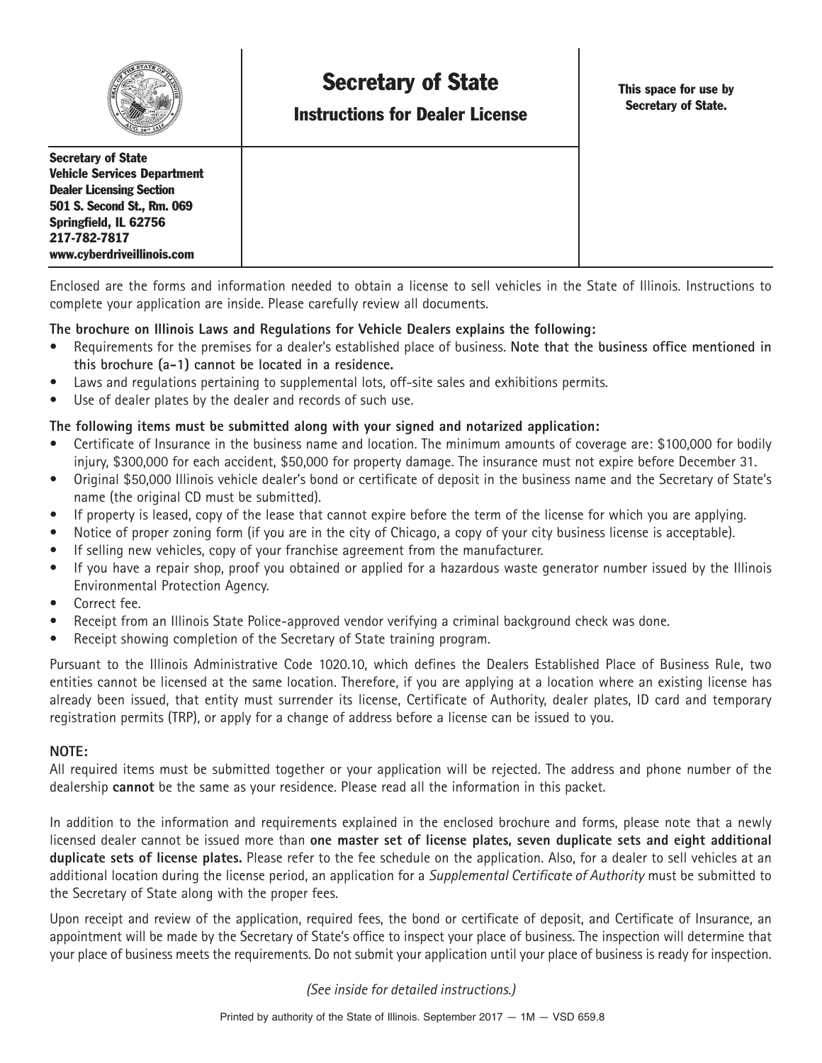# Secretary of State

## Instructions for Dealer License

This space for use by Secretary of State.

**Secretary of State**
**Vehicle Services Department**
**Dealer Licensing Section**
**501 S. Second St., Rm. 069**
**Springfield, IL 62756**
**217-782-7817**
**www.cyberdriveillinois.com**

Enclosed are the forms and information needed to obtain a license to sell vehicles in the State of Illinois. Instructions to complete your application are inside. Please carefully review all documents.

**The brochure on Illinois Laws and Regulations for Vehicle Dealers explains the following:**

- Requirements for the premises for a dealer's established place of business. **Note that the business office mentioned in this brochure (a-1) cannot be located in a residence.**
- Laws and regulations pertaining to supplemental lots, off-site sales and exhibitions permits.
- Use of dealer plates by the dealer and records of such use.

**The following items must be submitted along with your signed and notarized application:**

- Certificate of Insurance in the business name and location. The minimum amounts of coverage are: $100,000 for bodily injury, $300,000 for each accident, $50,000 for property damage. The insurance must not expire before December 31.
- Original $50,000 Illinois vehicle dealer's bond or certificate of deposit in the business name and the Secretary of State's name (the original CD must be submitted).
- If property is leased, copy of the lease that cannot expire before the term of the license for which you are applying.
- Notice of proper zoning form (if you are in the city of Chicago, a copy of your city business license is acceptable).
- If selling new vehicles, copy of your franchise agreement from the manufacturer.
- If you have a repair shop, proof you obtained or applied for a hazardous waste generator number issued by the Illinois Environmental Protection Agency.
- Correct fee.
- Receipt from an Illinois State Police-approved vendor verifying a criminal background check was done.
- Receipt showing completion of the Secretary of State training program.

Pursuant to the Illinois Administrative Code 1020.10, which defines the Dealers Established Place of Business Rule, two entities cannot be licensed at the same location. Therefore, if you are applying at a location where an existing license has already been issued, that entity must surrender its license, Certificate of Authority, dealer plates, ID card and temporary registration permits (TRP), or apply for a change of address before a license can be issued to you.

**NOTE:**

All required items must be submitted together or your application will be rejected. The address and phone number of the dealership **cannot** be the same as your residence. Please read all the information in this packet.

In addition to the information and requirements explained in the enclosed brochure and forms, please note that a newly licensed dealer cannot be issued more than **one master set of license plates, seven duplicate sets and eight additional duplicate sets of license plates.** Please refer to the fee schedule on the application. Also, for a dealer to sell vehicles at an additional location during the license period, an application for a *Supplemental Certificate of Authority* must be submitted to the Secretary of State along with the proper fees.

Upon receipt and review of the application, required fees, the bond or certificate of deposit, and Certificate of Insurance, an appointment will be made by the Secretary of State's office to inspect your place of business. The inspection will determine that your place of business meets the requirements. Do not submit your application until your place of business is ready for inspection.

*(See inside for detailed instructions.)*

Printed by authority of the State of Illinois. September 2017 — 1M — VSD 659.8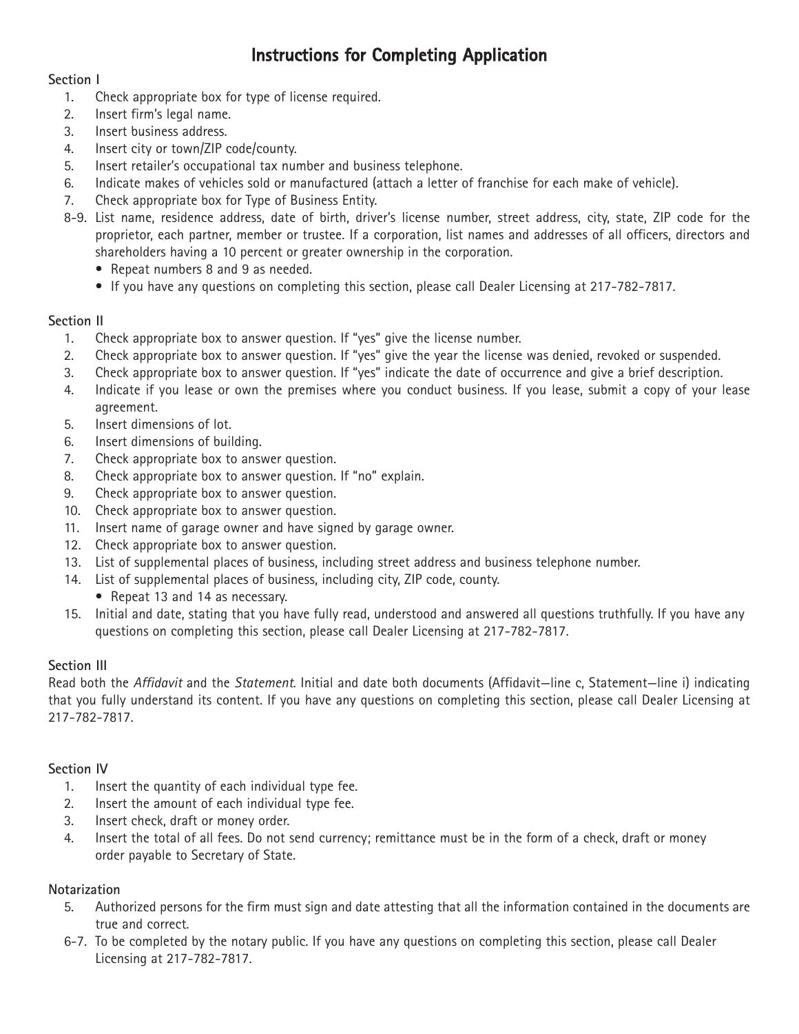# Instructions for Completing Application

**Section I**

1. Check appropriate box for type of license required.
2. Insert firm's legal name.
3. Insert business address.
4. Insert city or town/ZIP code/county.
5. Insert retailer's occupational tax number and business telephone.
6. Indicate makes of vehicles sold or manufactured (attach a letter of franchise for each make of vehicle).
7. Check appropriate box for Type of Business Entity.

8-9. List name, residence address, date of birth, driver's license number, street address, city, state, ZIP code for the proprietor, each partner, member or trustee. If a corporation, list names and addresses of all officers, directors and shareholders having a 10 percent or greater ownership in the corporation.
   - Repeat numbers 8 and 9 as needed.
   - If you have any questions on completing this section, please call Dealer Licensing at 217-782-7817.

**Section II**

1. Check appropriate box to answer question. If "yes" give the license number.
2. Check appropriate box to answer question. If "yes" give the year the license was denied, revoked or suspended.
3. Check appropriate box to answer question. If "yes" indicate the date of occurrence and give a brief description.
4. Indicate if you lease or own the premises where you conduct business. If you lease, submit a copy of your lease agreement.
5. Insert dimensions of lot.
6. Insert dimensions of building.
7. Check appropriate box to answer question.
8. Check appropriate box to answer question. If "no" explain.
9. Check appropriate box to answer question.
10. Check appropriate box to answer question.
11. Insert name of garage owner and have signed by garage owner.
12. Check appropriate box to answer question.
13. List of supplemental places of business, including street address and business telephone number.
14. List of supplemental places of business, including city, ZIP code, county.
    - Repeat 13 and 14 as necessary.
15. Initial and date, stating that you have fully read, understood and answered all questions truthfully. If you have any questions on completing this section, please call Dealer Licensing at 217-782-7817.

**Section III**

Read both the *Affidavit* and the *Statement*. Initial and date both documents (Affidavit—line c, Statement—line i) indicating that you fully understand its content. If you have any questions on completing this section, please call Dealer Licensing at 217-782-7817.

**Section IV**

1. Insert the quantity of each individual type fee.
2. Insert the amount of each individual type fee.
3. Insert check, draft or money order.
4. Insert the total of all fees. Do not send currency; remittance must be in the form of a check, draft or money order payable to Secretary of State.

**Notarization**

5. Authorized persons for the firm must sign and date attesting that all the information contained in the documents are true and correct.

6-7. To be completed by the notary public. If you have any questions on completing this section, please call Dealer Licensing at 217-782-7817.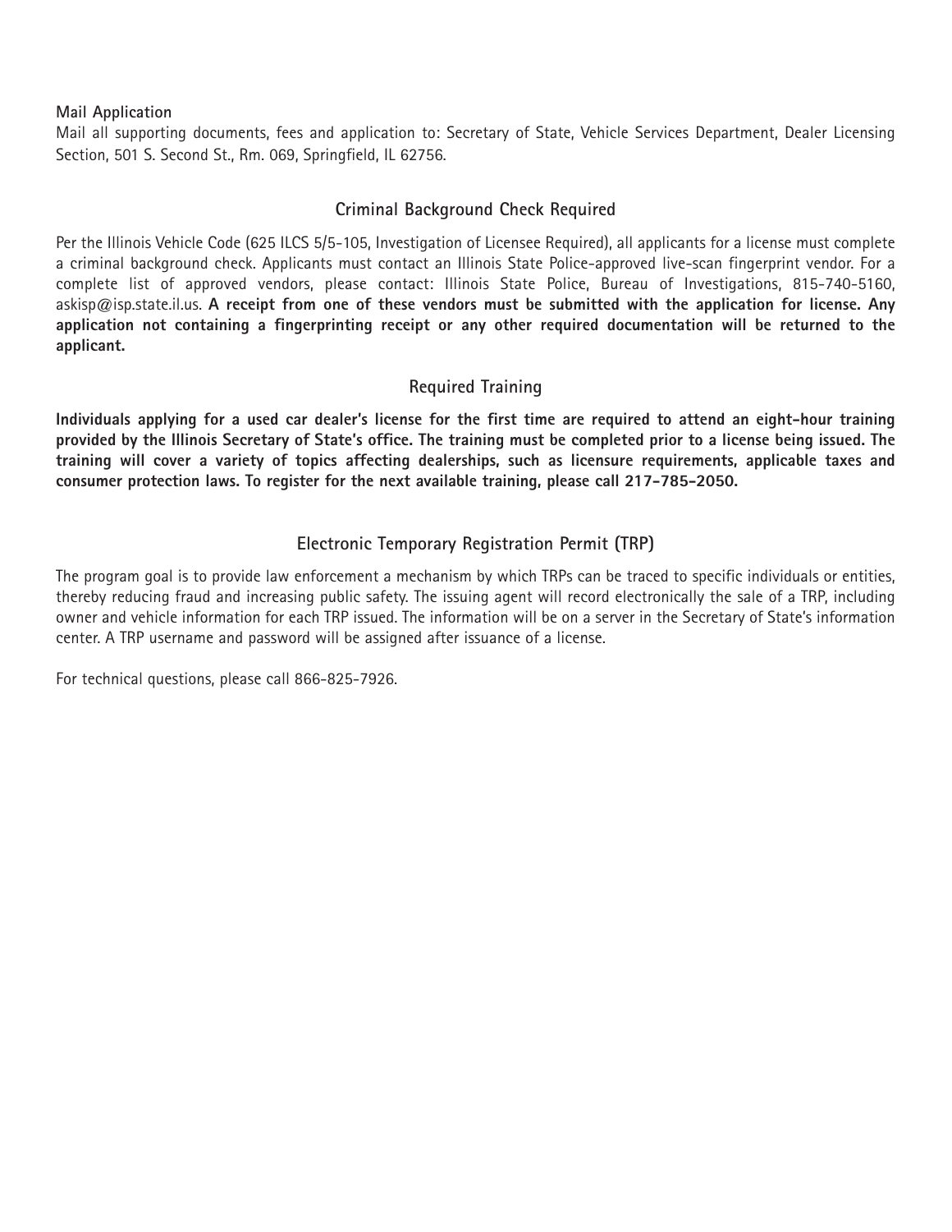**Mail Application**

Mail all supporting documents, fees and application to: Secretary of State, Vehicle Services Department, Dealer Licensing Section, 501 S. Second St., Rm. 069, Springfield, IL 62756.

## Criminal Background Check Required

Per the Illinois Vehicle Code (625 ILCS 5/5-105, Investigation of Licensee Required), all applicants for a license must complete a criminal background check. Applicants must contact an Illinois State Police-approved live-scan fingerprint vendor. For a complete list of approved vendors, please contact: Illinois State Police, Bureau of Investigations, 815-740-5160, askisp@isp.state.il.us. **A receipt from one of these vendors must be submitted with the application for license. Any application not containing a fingerprinting receipt or any other required documentation will be returned to the applicant.**

## Required Training

**Individuals applying for a used car dealer's license for the first time are required to attend an eight-hour training provided by the Illinois Secretary of State's office. The training must be completed prior to a license being issued. The training will cover a variety of topics affecting dealerships, such as licensure requirements, applicable taxes and consumer protection laws. To register for the next available training, please call 217-785-2050.**

## Electronic Temporary Registration Permit (TRP)

The program goal is to provide law enforcement a mechanism by which TRPs can be traced to specific individuals or entities, thereby reducing fraud and increasing public safety. The issuing agent will record electronically the sale of a TRP, including owner and vehicle information for each TRP issued. The information will be on a server in the Secretary of State's information center. A TRP username and password will be assigned after issuance of a license.

For technical questions, please call 866-825-7926.